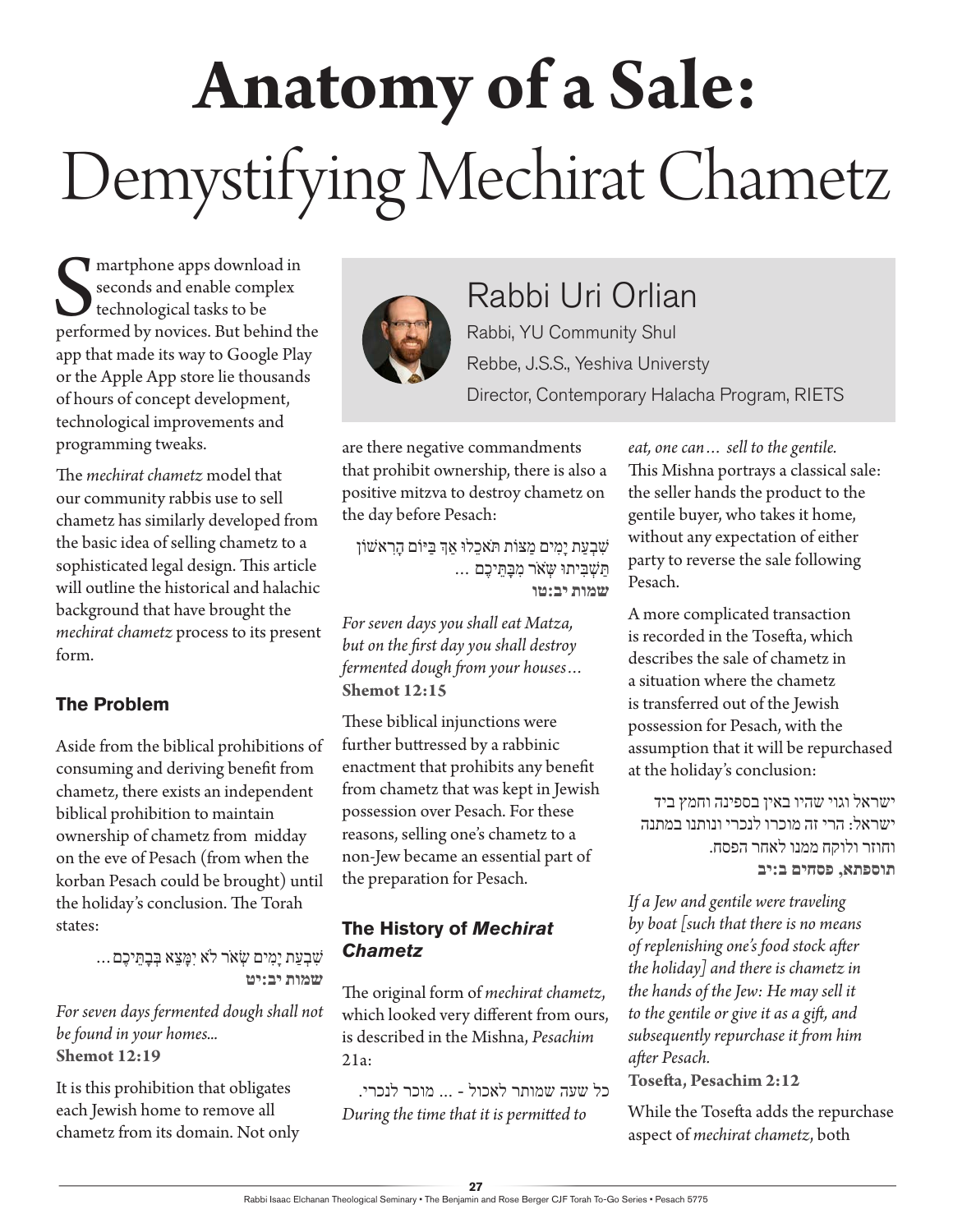# Anatomy of a Sale: Demystifying Mechirat Chametz

## Rabbi Uri Orlian

Rabbi, YU Community Shul

Rebbe, J.S.S., Yeshiva Universty

Director, Contemporary Halacha Program, RIETS

Smartphone apps download in seconds and enable complex technological tasks to be performed by novices. But behind the app that made its way to Google Play or the Apple App store lie thousands of hours of concept development, technological improvements and programming tweaks.

The *mechirat chametz* model that our community rabbis use to sell chametz has similarly developed from the basic idea of selling chametz to a sophisticated legal design. This article will outline the historical and halachic background that have brought the *mechirat chametz* process to its present form.

### The Problem

Aside from the biblical prohibitions of consuming and deriving benefit from chametz, there exists an independent biblical prohibition to maintain ownership of chametz from midday on the eve of Pesach (from when the korban Pesach could be brought) until the holiday's conclusion. The Torah states:

שִׁבְעַת יָמִים שְׂאֹר לֹא יִמָּצֵא בְּבָתֵּיכֶם...
**שמות יב:יט**

*For seven days fermented dough shall not be found in your homes...*
**Shemot 12:19**

It is this prohibition that obligates each Jewish home to remove all chametz from its domain. Not only are there negative commandments that prohibit ownership, there is also a positive mitzva to destroy chametz on the day before Pesach:

שִׁבְעַת יָמִים מַצּוֹת תֹּאכֵלוּ אַךְ בַּיּוֹם הָרִאשׁוֹן תַּשְׁבִּיתוּ שְּׂאֹר מִבָּתֵּיכֶם ...
**שמות יב:טו**

*For seven days you shall eat Matza, but on the first day you shall destroy fermented dough from your houses...*
**Shemot 12:15**

These biblical injunctions were further buttressed by a rabbinic enactment that prohibits any benefit from chametz that was kept in Jewish possession over Pesach. For these reasons, selling one's chametz to a non-Jew became an essential part of the preparation for Pesach.

### The History of *Mechirat Chametz*

The original form of *mechirat chametz*, which looked very different from ours, is described in the Mishna, *Pesachim* 21a:

כל שעה שמותר לאכול - ... מוכר לנכרי.
*During the time that it is permitted to eat, one can... sell to the gentile.*

This Mishna portrays a classical sale: the seller hands the product to the gentile buyer, who takes it home, without any expectation of either party to reverse the sale following Pesach.

A more complicated transaction is recorded in the Tosefta, which describes the sale of chametz in a situation where the chametz is transferred out of the Jewish possession for Pesach, with the assumption that it will be repurchased at the holiday's conclusion:

ישראל וגוי שהיו באין בספינה וחמץ ביד ישראל: הרי זה מוכרו לנכרי ונותנו במתנה וחוזר ולוקח ממנו לאחר הפסח.
**תוספתא, פסחים ב:יב**

*If a Jew and gentile were traveling by boat [such that there is no means of replenishing one's food stock after the holiday] and there is chametz in the hands of the Jew: He may sell it to the gentile or give it as a gift, and subsequently repurchase it from him after Pesach.*
**Tosefta, Pesachim 2:12**

While the Tosefta adds the repurchase aspect of *mechirat chametz*, both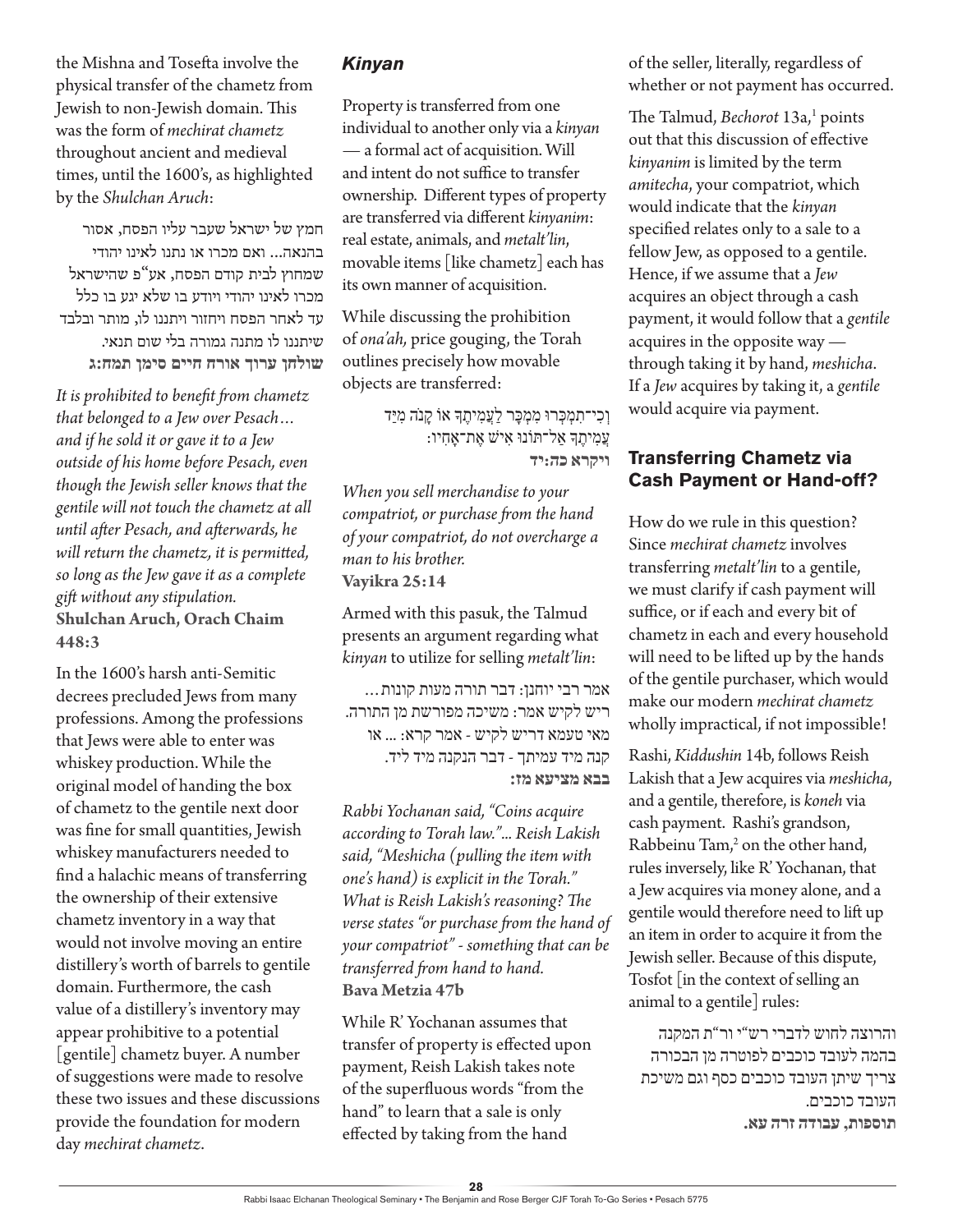the Mishna and Tosefta involve the physical transfer of the chametz from Jewish to non-Jewish domain. This was the form of *mechirat chametz* throughout ancient and medieval times, until the 1600's, as highlighted by the *Shulchan Aruch*:

חמץ של ישראל שעבר עליו הפסח, אסור בהנאה... ואם מכרו או נתנו לאינו יהודי שמחוץ לבית קודם הפסח, אע"פ שהישראל מכרו לאינו יהודי ויודע בו שלא יגע בו כלל עד לאחר הפסח ויחזור ויתננו לו, מותר ובלבד שיתננו לו מתנה גמורה בלי שום תנאי.
**שולחן ערוך אורח חיים סימן תמח:ג**

*It is prohibited to benefit from chametz that belonged to a Jew over Pesach… and if he sold it or gave it to a Jew outside of his home before Pesach, even though the Jewish seller knows that the gentile will not touch the chametz at all until after Pesach, and afterwards, he will return the chametz, it is permitted, so long as the Jew gave it as a complete gift without any stipulation.*
**Shulchan Aruch, Orach Chaim 448:3**

In the 1600's harsh anti-Semitic decrees precluded Jews from many professions. Among the professions that Jews were able to enter was whiskey production. While the original model of handing the box of chametz to the gentile next door was fine for small quantities, Jewish whiskey manufacturers needed to find a halachic means of transferring the ownership of their extensive chametz inventory in a way that would not involve moving an entire distillery's worth of barrels to gentile domain. Furthermore, the cash value of a distillery's inventory may appear prohibitive to a potential [gentile] chametz buyer. A number of suggestions were made to resolve these two issues and these discussions provide the foundation for modern day *mechirat chametz*.

## *Kinyan*

Property is transferred from one individual to another only via a *kinyan* — a formal act of acquisition. Will and intent do not suffice to transfer ownership. Different types of property are transferred via different *kinyanim*: real estate, animals, and *metalt'lin*, movable items [like chametz] each has its own manner of acquisition.

While discussing the prohibition of *ona'ah,* price gouging, the Torah outlines precisely how movable objects are transferred:

וְכִי־תִמְכְּרוּ מִמְכָּר לַעֲמִיתֶךָ אוֹ קָנֹה מִיַּד עֲמִיתֶךָ אַל־תּוֹנוּ אִישׁ אֶת־אָחִיו׃
**ויקרא כה:יד**

*When you sell merchandise to your compatriot, or purchase from the hand of your compatriot, do not overcharge a man to his brother.*
**Vayikra 25:14**

Armed with this pasuk, the Talmud presents an argument regarding what *kinyan* to utilize for selling *metalt'lin*:

אמר רבי יוחנן: דבר תורה מעות קונות... ריש לקיש אמר: משיכה מפורשת מן התורה. מאי טעמא דריש לקיש - אמר קרא: ... או קנה מיד עמיתך - דבר הנקנה מיד ליד.
**בבא מציעא מז:**

*Rabbi Yochanan said, "Coins acquire according to Torah law."... Reish Lakish said, "Meshicha (pulling the item with one's hand) is explicit in the Torah." What is Reish Lakish's reasoning? The verse states "or purchase from the hand of your compatriot" - something that can be transferred from hand to hand.*
**Bava Metzia 47b**

While R' Yochanan assumes that transfer of property is effected upon payment, Reish Lakish takes note of the superfluous words "from the hand" to learn that a sale is only effected by taking from the hand of the seller, literally, regardless of whether or not payment has occurred.

The Talmud, *Bechorot* 13a,[1] points out that this discussion of effective *kinyanim* is limited by the term *amitecha*, your compatriot, which would indicate that the *kinyan* specified relates only to a sale to a fellow Jew, as opposed to a gentile. Hence, if we assume that a *Jew* acquires an object through a cash payment, it would follow that a *gentile* acquires in the opposite way — through taking it by hand, *meshicha*. If a *Jew* acquires by taking it, a *gentile* would acquire via payment.

## Transferring Chametz via Cash Payment or Hand-off?

How do we rule in this question? Since *mechirat chametz* involves transferring *metalt'lin* to a gentile, we must clarify if cash payment will suffice, or if each and every bit of chametz in each and every household will need to be lifted up by the hands of the gentile purchaser, which would make our modern *mechirat chametz* wholly impractical, if not impossible!

Rashi, *Kiddushin* 14b, follows Reish Lakish that a Jew acquires via *meshicha*, and a gentile, therefore, is *koneh* via cash payment. Rashi's grandson, Rabbeinu Tam,[2] on the other hand, rules inversely, like R' Yochanan, that a Jew acquires via money alone, and a gentile would therefore need to lift up an item in order to acquire it from the Jewish seller. Because of this dispute, Tosfot [in the context of selling an animal to a gentile] rules:

והרוצה לחוש לדברי רש"י ור"ת המקנה בהמה לעובד כוכבים לפוטרה מן הבכורה צריך שיתן העובד כוכבים כסף וגם משיכת העובד כוכבים.
**תוספות, עבודה זרה עא.**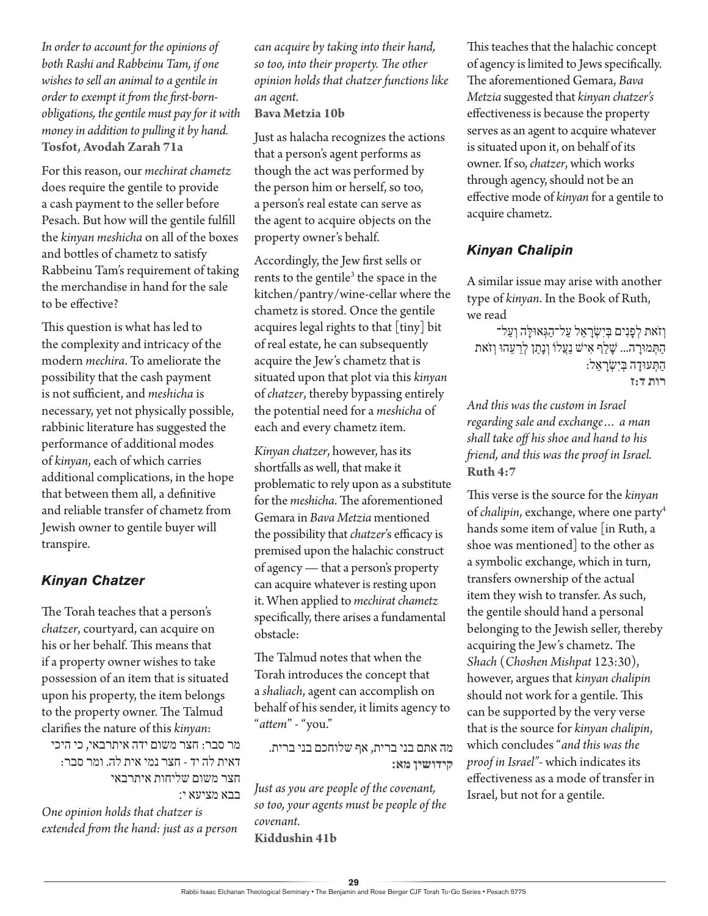*In order to account for the opinions of both Rashi and Rabbeinu Tam, if one wishes to sell an animal to a gentile in order to exempt it from the first-born-obligations, the gentile must pay for it with money in addition to pulling it by hand.*
**Tosfot, Avodah Zarah 71a**

For this reason, our *mechirat chametz* does require the gentile to provide a cash payment to the seller before Pesach. But how will the gentile fulfill the *kinyan meshicha* on all of the boxes and bottles of chametz to satisfy Rabbeinu Tam's requirement of taking the merchandise in hand for the sale to be effective?

This question is what has led to the complexity and intricacy of the modern *mechira*. To ameliorate the possibility that the cash payment is not sufficient, and *meshicha* is necessary, yet not physically possible, rabbinic literature has suggested the performance of additional modes of *kinyan*, each of which carries additional complications, in the hope that between them all, a definitive and reliable transfer of chametz from Jewish owner to gentile buyer will transpire.

## *Kinyan Chatzer*

The Torah teaches that a person's *chatzer*, courtyard, can acquire on his or her behalf. This means that if a property owner wishes to take possession of an item that is situated upon his property, the item belongs to the property owner. The Talmud clarifies the nature of this *kinyan*:

מר סבר: חצר משום ידה איתרבאי, כי היכי דאית לה יד - חצר נמי אית לה. ומר סבר: חצר משום שליחות איתרבאי
בבא מציעא י:

*One opinion holds that chatzer is extended from the hand: just as a person can acquire by taking into their hand, so too, into their property. The other opinion holds that chatzer functions like an agent.*
**Bava Metzia 10b**

Just as halacha recognizes the actions that a person's agent performs as though the act was performed by the person him or herself, so too, a person's real estate can serve as the agent to acquire objects on the property owner's behalf.

Accordingly, the Jew first sells or rents to the gentile[3] the space in the kitchen/pantry/wine-cellar where the chametz is stored. Once the gentile acquires legal rights to that [tiny] bit of real estate, he can subsequently acquire the Jew's chametz that is situated upon that plot via this *kinyan* of *chatzer*, thereby bypassing entirely the potential need for a *meshicha* of each and every chametz item.

*Kinyan chatzer*, however, has its shortfalls as well, that make it problematic to rely upon as a substitute for the *meshicha*. The aforementioned Gemara in *Bava Metzia* mentioned the possibility that *chatzer*'s efficacy is premised upon the halachic construct of agency — that a person's property can acquire whatever is resting upon it. When applied to *mechirat chametz* specifically, there arises a fundamental obstacle:

The Talmud notes that when the Torah introduces the concept that a *shaliach*, agent can accomplish on behalf of his sender, it limits agency to "*attem*" - "you."

מה אתם בני ברית, אף שלוחכם בני ברית.
**קידושין מא:**

*Just as you are people of the covenant, so too, your agents must be people of the covenant.*
**Kiddushin 41b**

This teaches that the halachic concept of agency is limited to Jews specifically. The aforementioned Gemara, *Bava Metzia* suggested that *kinyan chatzer's* effectiveness is because the property serves as an agent to acquire whatever is situated upon it, on behalf of its owner. If so, *chatzer*, which works through agency, should not be an effective mode of *kinyan* for a gentile to acquire chametz.

## *Kinyan Chalipin*

A similar issue may arise with another type of *kinyan*. In the Book of Ruth, we read

וְזֹאת לְפָנִים בְּיִשְׂרָאֵל עַל־הַגְּאוּלָּה וְעַל־הַתְּמוּרָה... שָׁלַף אִישׁ נַעֲלוֹ וְנָתַן לְרֵעֵהוּ וְזֹאת הַתְּעוּדָה בְּיִשְׂרָאֵל:
**רות ד:ז**

*And this was the custom in Israel regarding sale and exchange… a man shall take off his shoe and hand to his friend, and this was the proof in Israel.*
**Ruth 4:7**

This verse is the source for the *kinyan* of *chalipin*, exchange, where one party[4] hands some item of value [in Ruth, a shoe was mentioned] to the other as a symbolic exchange, which in turn, transfers ownership of the actual item they wish to transfer. As such, the gentile should hand a personal belonging to the Jewish seller, thereby acquiring the Jew's chametz. The *Shach* (*Choshen Mishpat* 123:30), however, argues that *kinyan chalipin* should not work for a gentile. This can be supported by the very verse that is the source for *kinyan chalipin*, which concludes "*and this was the proof in Israel"*- which indicates its effectiveness as a mode of transfer in Israel, but not for a gentile.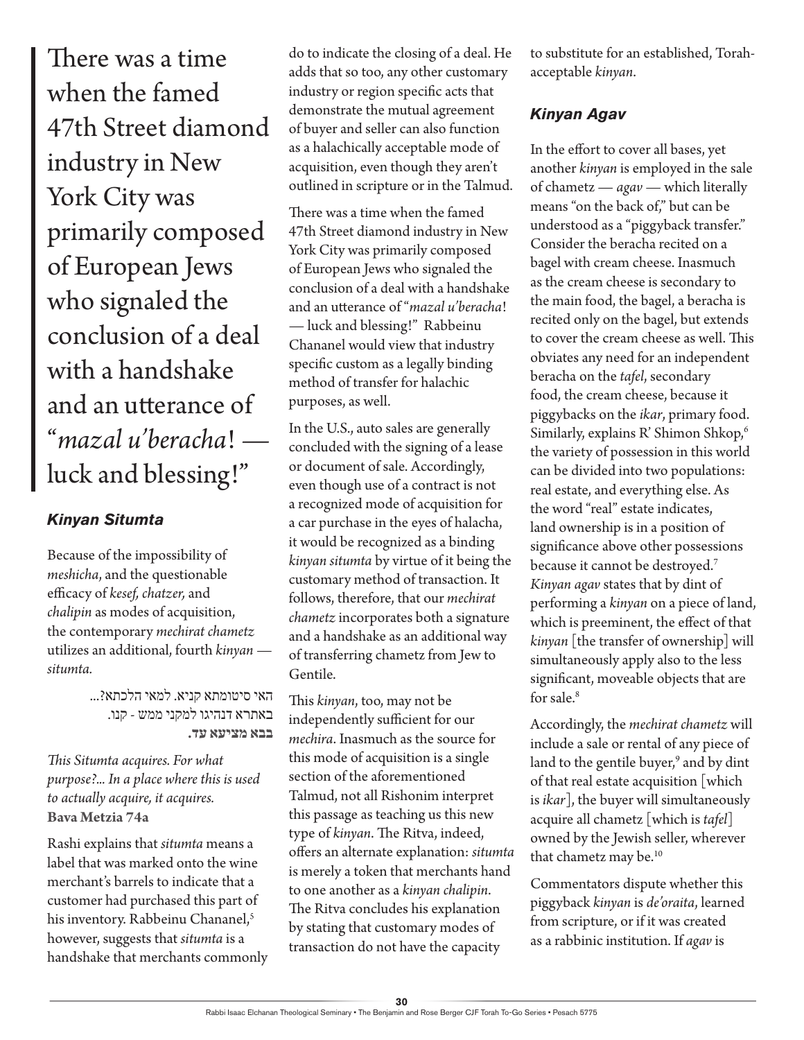> There was a time when the famed 47th Street diamond industry in New York City was primarily composed of European Jews who signaled the conclusion of a deal with a handshake and an utterance of "*mazal u'beracha*! — luck and blessing!"

### *Kinyan Situmta*

Because of the impossibility of *meshicha*, and the questionable efficacy of *kesef, chatzer,* and *chalipin* as modes of acquisition, the contemporary *mechirat chametz* utilizes an additional, fourth *kinyan* — *situmta.*

האי סיטומתא קניא. למאי הלכתא?... באתרא דנהיגו למקני ממש - קנו.
**בבא מציעא עד.**

*This Situmta acquires. For what purpose?... In a place where this is used to actually acquire, it acquires.*
**Bava Metzia 74a**

Rashi explains that *situmta* means a label that was marked onto the wine merchant's barrels to indicate that a customer had purchased this part of his inventory. Rabbeinu Chananel,[5] however, suggests that *situmta* is a handshake that merchants commonly do to indicate the closing of a deal. He adds that so too, any other customary industry or region specific acts that demonstrate the mutual agreement of buyer and seller can also function as a halachically acceptable mode of acquisition, even though they aren't outlined in scripture or in the Talmud.

There was a time when the famed 47th Street diamond industry in New York City was primarily composed of European Jews who signaled the conclusion of a deal with a handshake and an utterance of "*mazal u'beracha*! — luck and blessing!" Rabbeinu Chananel would view that industry specific custom as a legally binding method of transfer for halachic purposes, as well.

In the U.S., auto sales are generally concluded with the signing of a lease or document of sale. Accordingly, even though use of a contract is not a recognized mode of acquisition for a car purchase in the eyes of halacha, it would be recognized as a binding *kinyan situmta* by virtue of it being the customary method of transaction. It follows, therefore, that our *mechirat chametz* incorporates both a signature and a handshake as an additional way of transferring chametz from Jew to Gentile.

This *kinyan*, too, may not be independently sufficient for our *mechira*. Inasmuch as the source for this mode of acquisition is a single section of the aforementioned Talmud, not all Rishonim interpret this passage as teaching us this new type of *kinyan*. The Ritva, indeed, offers an alternate explanation: *situmta* is merely a token that merchants hand to one another as a *kinyan chalipin*. The Ritva concludes his explanation by stating that customary modes of transaction do not have the capacity to substitute for an established, Torah-acceptable *kinyan*.

### *Kinyan Agav*

In the effort to cover all bases, yet another *kinyan* is employed in the sale of chametz — *agav* — which literally means "on the back of," but can be understood as a "piggyback transfer." Consider the beracha recited on a bagel with cream cheese. Inasmuch as the cream cheese is secondary to the main food, the bagel, a beracha is recited only on the bagel, but extends to cover the cream cheese as well. This obviates any need for an independent beracha on the *tafel*, secondary food, the cream cheese, because it piggybacks on the *ikar*, primary food. Similarly, explains R' Shimon Shkop,[6] the variety of possession in this world can be divided into two populations: real estate, and everything else. As the word "real" estate indicates, land ownership is in a position of significance above other possessions because it cannot be destroyed.[7] *Kinyan agav* states that by dint of performing a *kinyan* on a piece of land, which is preeminent, the effect of that *kinyan* [the transfer of ownership] will simultaneously apply also to the less significant, moveable objects that are for sale.[8]

Accordingly, the *mechirat chametz* will include a sale or rental of any piece of land to the gentile buyer,[9] and by dint of that real estate acquisition [which is *ikar*], the buyer will simultaneously acquire all chametz [which is *tafel*] owned by the Jewish seller, wherever that chametz may be.[10]

Commentators dispute whether this piggyback *kinyan* is *de'oraita*, learned from scripture, or if it was created as a rabbinic institution. If *agav* is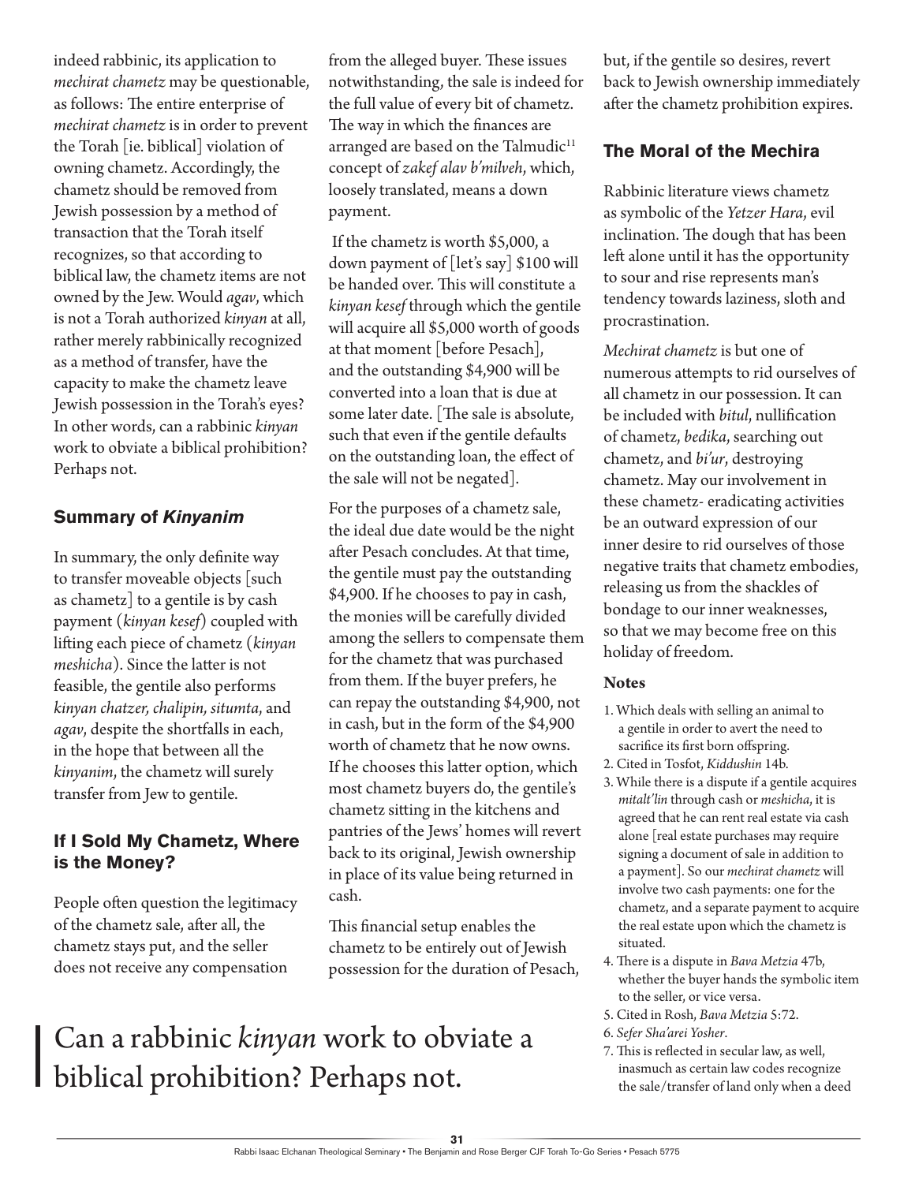indeed rabbinic, its application to *mechirat chametz* may be questionable, as follows: The entire enterprise of *mechirat chametz* is in order to prevent the Torah [ie. biblical] violation of owning chametz. Accordingly, the chametz should be removed from Jewish possession by a method of transaction that the Torah itself recognizes, so that according to biblical law, the chametz items are not owned by the Jew. Would *agav*, which is not a Torah authorized *kinyan* at all, rather merely rabbinically recognized as a method of transfer, have the capacity to make the chametz leave Jewish possession in the Torah's eyes? In other words, can a rabbinic *kinyan* work to obviate a biblical prohibition? Perhaps not.

### Summary of *Kinyanim*

In summary, the only definite way to transfer moveable objects [such as chametz] to a gentile is by cash payment (*kinyan kesef*) coupled with lifting each piece of chametz (*kinyan meshicha*). Since the latter is not feasible, the gentile also performs *kinyan chatzer, chalipin, situmta*, and *agav*, despite the shortfalls in each, in the hope that between all the *kinyanim*, the chametz will surely transfer from Jew to gentile.

### If I Sold My Chametz, Where is the Money?

People often question the legitimacy of the chametz sale, after all, the chametz stays put, and the seller does not receive any compensation from the alleged buyer. These issues notwithstanding, the sale is indeed for the full value of every bit of chametz. The way in which the finances are arranged are based on the Talmudic[11] concept of *zakef alav b'milveh*, which, loosely translated, means a down payment.

If the chametz is worth $5,000, a down payment of [let's say] $100 will be handed over. This will constitute a *kinyan kesef* through which the gentile will acquire all $5,000 worth of goods at that moment [before Pesach], and the outstanding $4,900 will be converted into a loan that is due at some later date. [The sale is absolute, such that even if the gentile defaults on the outstanding loan, the effect of the sale will not be negated].

For the purposes of a chametz sale, the ideal due date would be the night after Pesach concludes. At that time, the gentile must pay the outstanding $4,900. If he chooses to pay in cash, the monies will be carefully divided among the sellers to compensate them for the chametz that was purchased from them. If the buyer prefers, he can repay the outstanding $4,900, not in cash, but in the form of the $4,900 worth of chametz that he now owns. If he chooses this latter option, which most chametz buyers do, the gentile's chametz sitting in the kitchens and pantries of the Jews' homes will revert back to its original, Jewish ownership in place of its value being returned in cash.

This financial setup enables the chametz to be entirely out of Jewish possession for the duration of Pesach, but, if the gentile so desires, revert back to Jewish ownership immediately after the chametz prohibition expires.

Can a rabbinic *kinyan* work to obviate a biblical prohibition? Perhaps not.

### The Moral of the Mechira

Rabbinic literature views chametz as symbolic of the *Yetzer Hara*, evil inclination. The dough that has been left alone until it has the opportunity to sour and rise represents man's tendency towards laziness, sloth and procrastination.

*Mechirat chametz* is but one of numerous attempts to rid ourselves of all chametz in our possession. It can be included with *bitul*, nullification of chametz, *bedika*, searching out chametz, and *bi'ur*, destroying chametz. May our involvement in these chametz- eradicating activities be an outward expression of our inner desire to rid ourselves of those negative traits that chametz embodies, releasing us from the shackles of bondage to our inner weaknesses, so that we may become free on this holiday of freedom.

**Notes**

1. Which deals with selling an animal to a gentile in order to avert the need to sacrifice its first born offspring.
2. Cited in Tosfot, *Kiddushin* 14b.
3. While there is a dispute if a gentile acquires *mitalt'lin* through cash or *meshicha*, it is agreed that he can rent real estate via cash alone [real estate purchases may require signing a document of sale in addition to a payment]. So our *mechirat chametz* will involve two cash payments: one for the chametz, and a separate payment to acquire the real estate upon which the chametz is situated.
4. There is a dispute in *Bava Metzia* 47b, whether the buyer hands the symbolic item to the seller, or vice versa.
5. Cited in Rosh, *Bava Metzia* 5:72.
6. *Sefer Sha'arei Yosher*.
7. This is reflected in secular law, as well, inasmuch as certain law codes recognize the sale/transfer of land only when a deed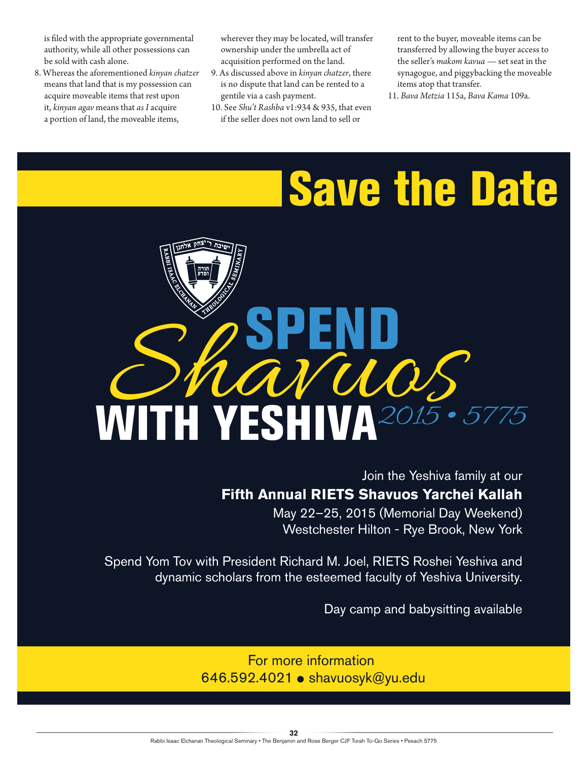is filed with the appropriate governmental authority, while all other possessions can be sold with cash alone.

8. Whereas the aforementioned *kinyan chatzer* means that land that is my possession can acquire moveable items that rest upon it, *kinyan agav* means that *as I* acquire a portion of land, the moveable items, wherever they may be located, will transfer ownership under the umbrella act of acquisition performed on the land.
9. As discussed above in *kinyan chatzer*, there is no dispute that land can be rented to a gentile via a cash payment.
10. See *Shu't Rashba* v1:934 & 935, that even if the seller does not own land to sell or rent to the buyer, moveable items can be transferred by allowing the buyer access to the seller's *makom kavua* — set seat in the synagogue, and piggybacking the moveable items atop that transfer.
11. *Bava Metzia* 115a, *Bava Kama* 109a.

# Save the Date

ישיבת ר' יצחק אלחנן
RABBI ISAAC ELCHANAN THEOLOGICAL SEMINARY
תורה ומדע

# SPEND *Shavuos* WITH YESHIVA *2015 • 5775*

Join the Yeshiva family at our

**Fifth Annual RIETS Shavuos Yarchei Kallah**

May 22–25, 2015 (Memorial Day Weekend)
Westchester Hilton - Rye Brook, New York

Spend Yom Tov with President Richard M. Joel, RIETS Roshei Yeshiva and dynamic scholars from the esteemed faculty of Yeshiva University.

Day camp and babysitting available

For more information
646.592.4021 • shavuosyk@yu.edu